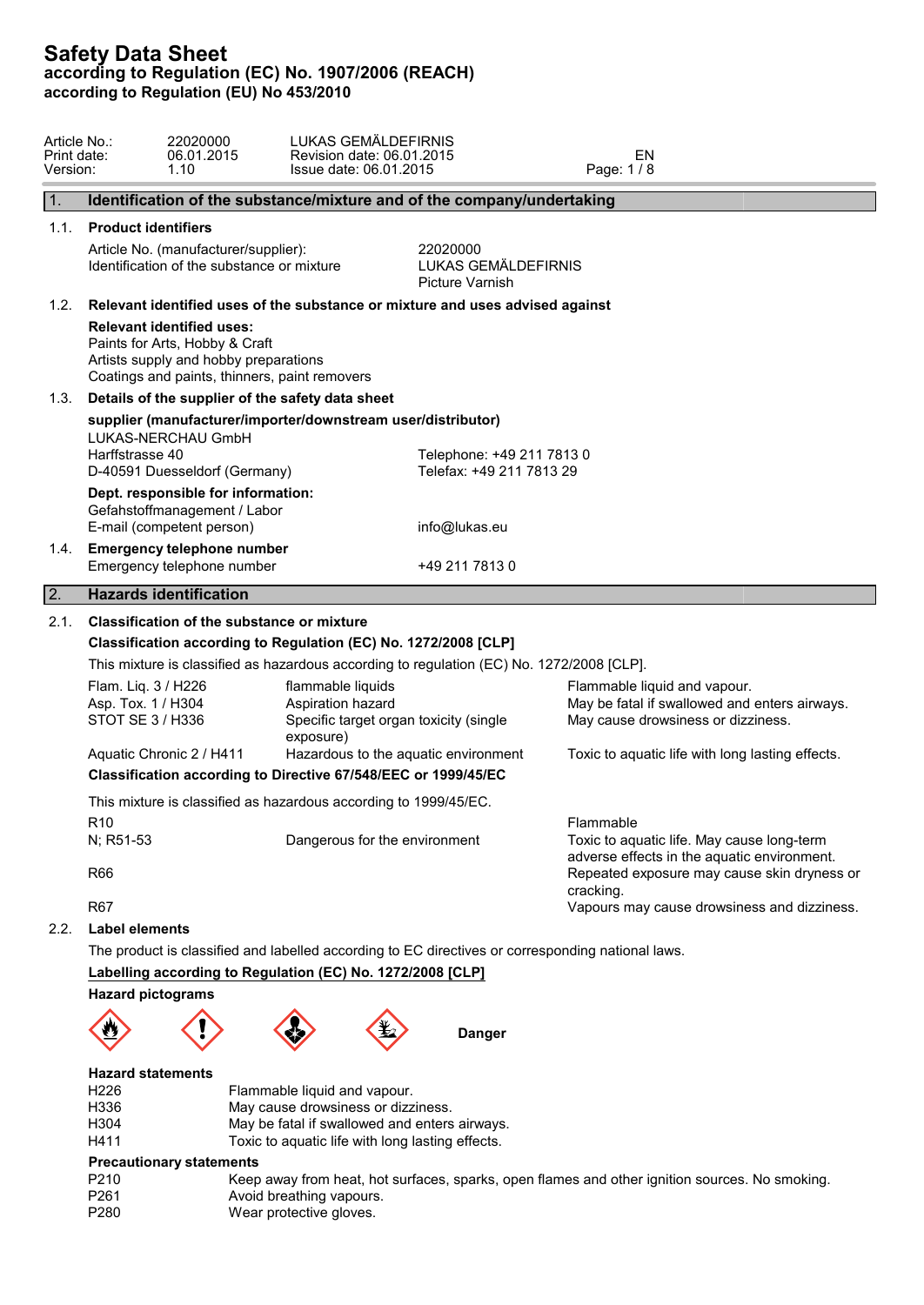# Safety Data Sheet

**according to Regulation (EC) No. 1907/2006 (REACH)**
**according to Regulation (EU) No 453/2010**

| | | | |
|---|---|---|---|
| Article No.: | 22020000 | LUKAS GEMÄLDEFIRNIS | |
| Print date: | 06.01.2015 | Revision date: 06.01.2015 | EN |
| Version: | 1.10 | Issue date: 06.01.2015 | |

## 1. Identification of the substance/mixture and of the company/undertaking

### 1.1. Product identifiers

| | |
|---|---|
| Article No. (manufacturer/supplier): | 22020000 |
| Identification of the substance or mixture | LUKAS GEMÄLDEFIRNIS<br>Picture Varnish |

### 1.2. Relevant identified uses of the substance or mixture and uses advised against

**Relevant identified uses:**
Paints for Arts, Hobby & Craft
Artists supply and hobby preparations
Coatings and paints, thinners, paint removers

### 1.3. Details of the supplier of the safety data sheet

**supplier (manufacturer/importer/downstream user/distributor)**
LUKAS-NERCHAU GmbH
Harffstrasse 40 — Telephone: +49 211 7813 0
D-40591 Duesseldorf (Germany) — Telefax: +49 211 7813 29

**Dept. responsible for information:**
Gefahstoffmanagement / Labor
E-mail (competent person) — info@lukas.eu

### 1.4. Emergency telephone number

Emergency telephone number — +49 211 7813 0

## 2. Hazards identification

### 2.1. Classification of the substance or mixture

**Classification according to Regulation (EC) No. 1272/2008 [CLP]**

This mixture is classified as hazardous according to regulation (EC) No. 1272/2008 [CLP].

| | | |
|---|---|---|
| Flam. Liq. 3 / H226 | flammable liquids | Flammable liquid and vapour. |
| Asp. Tox. 1 / H304 | Aspiration hazard | May be fatal if swallowed and enters airways. |
| STOT SE 3 / H336 | Specific target organ toxicity (single exposure) | May cause drowsiness or dizziness. |
| Aquatic Chronic 2 / H411 | Hazardous to the aquatic environment | Toxic to aquatic life with long lasting effects. |

**Classification according to Directive 67/548/EEC or 1999/45/EC**

This mixture is classified as hazardous according to 1999/45/EC.

| | | |
|---|---|---|
| R10 | | Flammable |
| N; R51-53 | Dangerous for the environment | Toxic to aquatic life. May cause long-term adverse effects in the aquatic environment. |
| R66 | | Repeated exposure may cause skin dryness or cracking. |
| R67 | | Vapours may cause drowsiness and dizziness. |

### 2.2. Label elements

The product is classified and labelled according to EC directives or corresponding national laws.

**Labelling according to Regulation (EC) No. 1272/2008 [CLP]**

**Hazard pictograms**

**Danger**

**Hazard statements**

| | |
|---|---|
| H226 | Flammable liquid and vapour. |
| H336 | May cause drowsiness or dizziness. |
| H304 | May be fatal if swallowed and enters airways. |
| H411 | Toxic to aquatic life with long lasting effects. |

**Precautionary statements**

| | |
|---|---|
| P210 | Keep away from heat, hot surfaces, sparks, open flames and other ignition sources. No smoking. |
| P261 | Avoid breathing vapours. |
| P280 | Wear protective gloves. |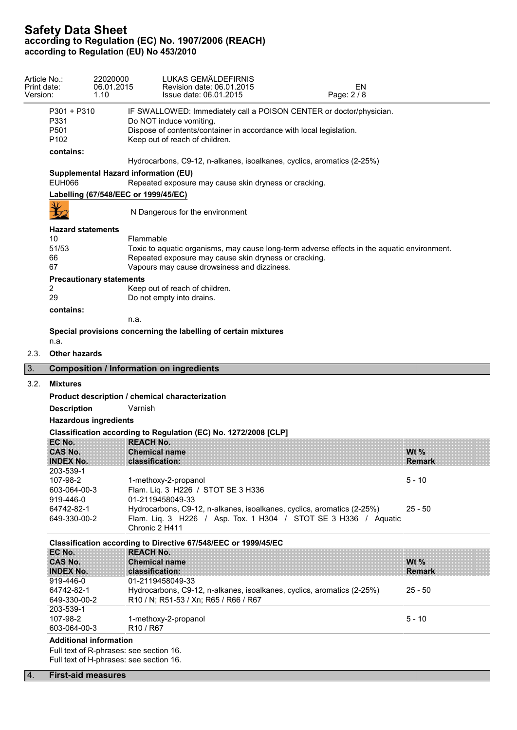| | |
|---|---|
| P301 + P310 | IF SWALLOWED: Immediately call a POISON CENTER or doctor/physician. |
| P331 | Do NOT induce vomiting. |
| P501 | Dispose of contents/container in accordance with local legislation. |
| P102 | Keep out of reach of children. |

**contains:**

Hydrocarbons, C9-12, n-alkanes, isoalkanes, cyclics, aromatics (2-25%)

**Supplemental Hazard information (EU)**

EUH066 Repeated exposure may cause skin dryness or cracking.

**Labelling (67/548/EEC or 1999/45/EC)**

N Dangerous for the environment

**Hazard statements**

| | |
|---|---|
| 10 | Flammable |
| 51/53 | Toxic to aquatic organisms, may cause long-term adverse effects in the aquatic environment. |
| 66 | Repeated exposure may cause skin dryness or cracking. |
| 67 | Vapours may cause drowsiness and dizziness. |

**Precautionary statements**

| | |
|---|---|
| 2 | Keep out of reach of children. |
| 29 | Do not empty into drains. |

**contains:**

n.a.

**Special provisions concerning the labelling of certain mixtures**

n.a.

2.3. **Other hazards**

## 3. Composition / Information on ingredients

3.2. **Mixtures**

**Product description / chemical characterization**

**Description** Varnish

**Hazardous ingredients**

**Classification according to Regulation (EC) No. 1272/2008 [CLP]**

| EC No.<br>CAS No.<br>INDEX No. | REACH No.<br>Chemical name<br>classification: | Wt %<br>Remark |
|---|---|---|
| 203-539-1<br>107-98-2<br>603-064-00-3 | 1-methoxy-2-propanol<br>Flam. Liq. 3 H226 / STOT SE 3 H336 | 5 - 10 |
| 919-446-0<br>64742-82-1<br>649-330-00-2 | 01-2119458049-33<br>Hydrocarbons, C9-12, n-alkanes, isoalkanes, cyclics, aromatics (2-25%)<br>Flam. Liq. 3 H226 / Asp. Tox. 1 H304 / STOT SE 3 H336 / Aquatic Chronic 2 H411 | 25 - 50 |

**Classification according to Directive 67/548/EEC or 1999/45/EC**

| EC No.<br>CAS No.<br>INDEX No. | REACH No.<br>Chemical name<br>classification: | Wt %<br>Remark |
|---|---|---|
| 919-446-0<br>64742-82-1<br>649-330-00-2 | 01-2119458049-33<br>Hydrocarbons, C9-12, n-alkanes, isoalkanes, cyclics, aromatics (2-25%)<br>R10 / N; R51-53 / Xn; R65 / R66 / R67 | 25 - 50 |
| 203-539-1<br>107-98-2<br>603-064-00-3 | 1-methoxy-2-propanol<br>R10 / R67 | 5 - 10 |

**Additional information**

Full text of R-phrases: see section 16.
Full text of H-phrases: see section 16.

## 4. First-aid measures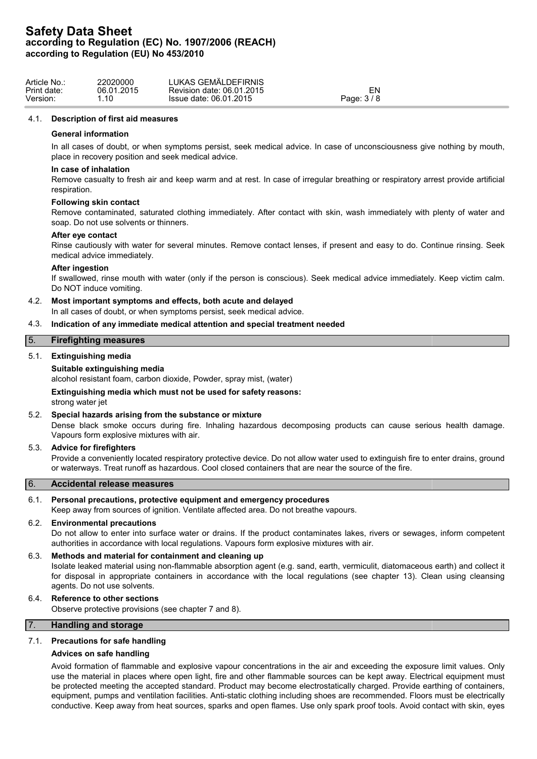### 4.1. Description of first aid measures

**General information**

In all cases of doubt, or when symptoms persist, seek medical advice. In case of unconsciousness give nothing by mouth, place in recovery position and seek medical advice.

**In case of inhalation**

Remove casualty to fresh air and keep warm and at rest. In case of irregular breathing or respiratory arrest provide artificial respiration.

**Following skin contact**

Remove contaminated, saturated clothing immediately. After contact with skin, wash immediately with plenty of water and soap. Do not use solvents or thinners.

**After eye contact**

Rinse cautiously with water for several minutes. Remove contact lenses, if present and easy to do. Continue rinsing. Seek medical advice immediately.

**After ingestion**

If swallowed, rinse mouth with water (only if the person is conscious). Seek medical advice immediately. Keep victim calm. Do NOT induce vomiting.

### 4.2. Most important symptoms and effects, both acute and delayed

In all cases of doubt, or when symptoms persist, seek medical advice.

### 4.3. Indication of any immediate medical attention and special treatment needed

## 5. Firefighting measures

### 5.1. Extinguishing media

**Suitable extinguishing media**

alcohol resistant foam, carbon dioxide, Powder, spray mist, (water)

**Extinguishing media which must not be used for safety reasons:**

strong water jet

### 5.2. Special hazards arising from the substance or mixture

Dense black smoke occurs during fire. Inhaling hazardous decomposing products can cause serious health damage. Vapours form explosive mixtures with air.

### 5.3. Advice for firefighters

Provide a conveniently located respiratory protective device. Do not allow water used to extinguish fire to enter drains, ground or waterways. Treat runoff as hazardous. Cool closed containers that are near the source of the fire.

## 6. Accidental release measures

### 6.1. Personal precautions, protective equipment and emergency procedures

Keep away from sources of ignition. Ventilate affected area. Do not breathe vapours.

### 6.2. Environmental precautions

Do not allow to enter into surface water or drains. If the product contaminates lakes, rivers or sewages, inform competent authorities in accordance with local regulations. Vapours form explosive mixtures with air.

### 6.3. Methods and material for containment and cleaning up

Isolate leaked material using non-flammable absorption agent (e.g. sand, earth, vermiculit, diatomaceous earth) and collect it for disposal in appropriate containers in accordance with the local regulations (see chapter 13). Clean using cleansing agents. Do not use solvents.

### 6.4. Reference to other sections

Observe protective provisions (see chapter 7 and 8).

## 7. Handling and storage

### 7.1. Precautions for safe handling

**Advices on safe handling**

Avoid formation of flammable and explosive vapour concentrations in the air and exceeding the exposure limit values. Only use the material in places where open light, fire and other flammable sources can be kept away. Electrical equipment must be protected meeting the accepted standard. Product may become electrostatically charged. Provide earthing of containers, equipment, pumps and ventilation facilities. Anti-static clothing including shoes are recommended. Floors must be electrically conductive. Keep away from heat sources, sparks and open flames. Use only spark proof tools. Avoid contact with skin, eyes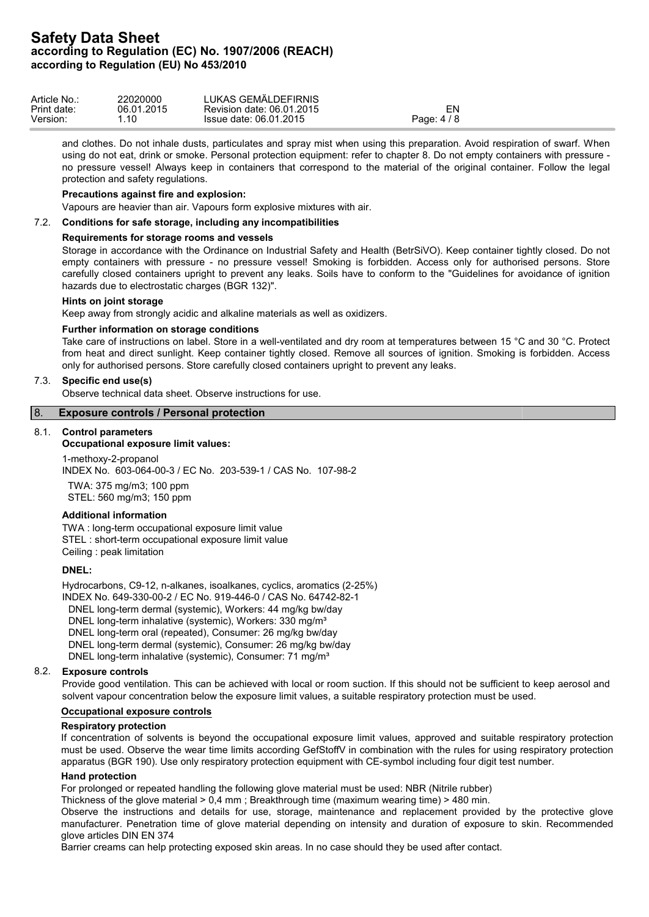and clothes. Do not inhale dusts, particulates and spray mist when using this preparation. Avoid respiration of swarf. When using do not eat, drink or smoke. Personal protection equipment: refer to chapter 8. Do not empty containers with pressure - no pressure vessel! Always keep in containers that correspond to the material of the original container. Follow the legal protection and safety regulations.

**Precautions against fire and explosion:**

Vapours are heavier than air. Vapours form explosive mixtures with air.

### 7.2. Conditions for safe storage, including any incompatibilities

**Requirements for storage rooms and vessels**

Storage in accordance with the Ordinance on Industrial Safety and Health (BetrSiVO). Keep container tightly closed. Do not empty containers with pressure - no pressure vessel! Smoking is forbidden. Access only for authorised persons. Store carefully closed containers upright to prevent any leaks. Soils have to conform to the "Guidelines for avoidance of ignition hazards due to electrostatic charges (BGR 132)".

**Hints on joint storage**

Keep away from strongly acidic and alkaline materials as well as oxidizers.

**Further information on storage conditions**

Take care of instructions on label. Store in a well-ventilated and dry room at temperatures between 15 °C and 30 °C. Protect from heat and direct sunlight. Keep container tightly closed. Remove all sources of ignition. Smoking is forbidden. Access only for authorised persons. Store carefully closed containers upright to prevent any leaks.

### 7.3. Specific end use(s)

Observe technical data sheet. Observe instructions for use.

## 8. Exposure controls / Personal protection

### 8.1. Control parameters

**Occupational exposure limit values:**

1-methoxy-2-propanol
INDEX No. 603-064-00-3 / EC No. 203-539-1 / CAS No. 107-98-2

TWA: 375 mg/m3; 100 ppm
STEL: 560 mg/m3; 150 ppm

**Additional information**

TWA : long-term occupational exposure limit value
STEL : short-term occupational exposure limit value
Ceiling : peak limitation

**DNEL:**

Hydrocarbons, C9-12, n-alkanes, isoalkanes, cyclics, aromatics (2-25%)
INDEX No. 649-330-00-2 / EC No. 919-446-0 / CAS No. 64742-82-1

DNEL long-term dermal (systemic), Workers: 44 mg/kg bw/day
DNEL long-term inhalative (systemic), Workers: 330 mg/m³
DNEL long-term oral (repeated), Consumer: 26 mg/kg bw/day
DNEL long-term dermal (systemic), Consumer: 26 mg/kg bw/day
DNEL long-term inhalative (systemic), Consumer: 71 mg/m³

### 8.2. Exposure controls

Provide good ventilation. This can be achieved with local or room suction. If this should not be sufficient to keep aerosol and solvent vapour concentration below the exposure limit values, a suitable respiratory protection must be used.

**Occupational exposure controls**

**Respiratory protection**

If concentration of solvents is beyond the occupational exposure limit values, approved and suitable respiratory protection must be used. Observe the wear time limits according GefStoffV in combination with the rules for using respiratory protection apparatus (BGR 190). Use only respiratory protection equipment with CE-symbol including four digit test number.

**Hand protection**

For prolonged or repeated handling the following glove material must be used: NBR (Nitrile rubber)

Thickness of the glove material > 0,4 mm ; Breakthrough time (maximum wearing time) > 480 min.

Observe the instructions and details for use, storage, maintenance and replacement provided by the protective glove manufacturer. Penetration time of glove material depending on intensity and duration of exposure to skin. Recommended glove articles DIN EN 374

Barrier creams can help protecting exposed skin areas. In no case should they be used after contact.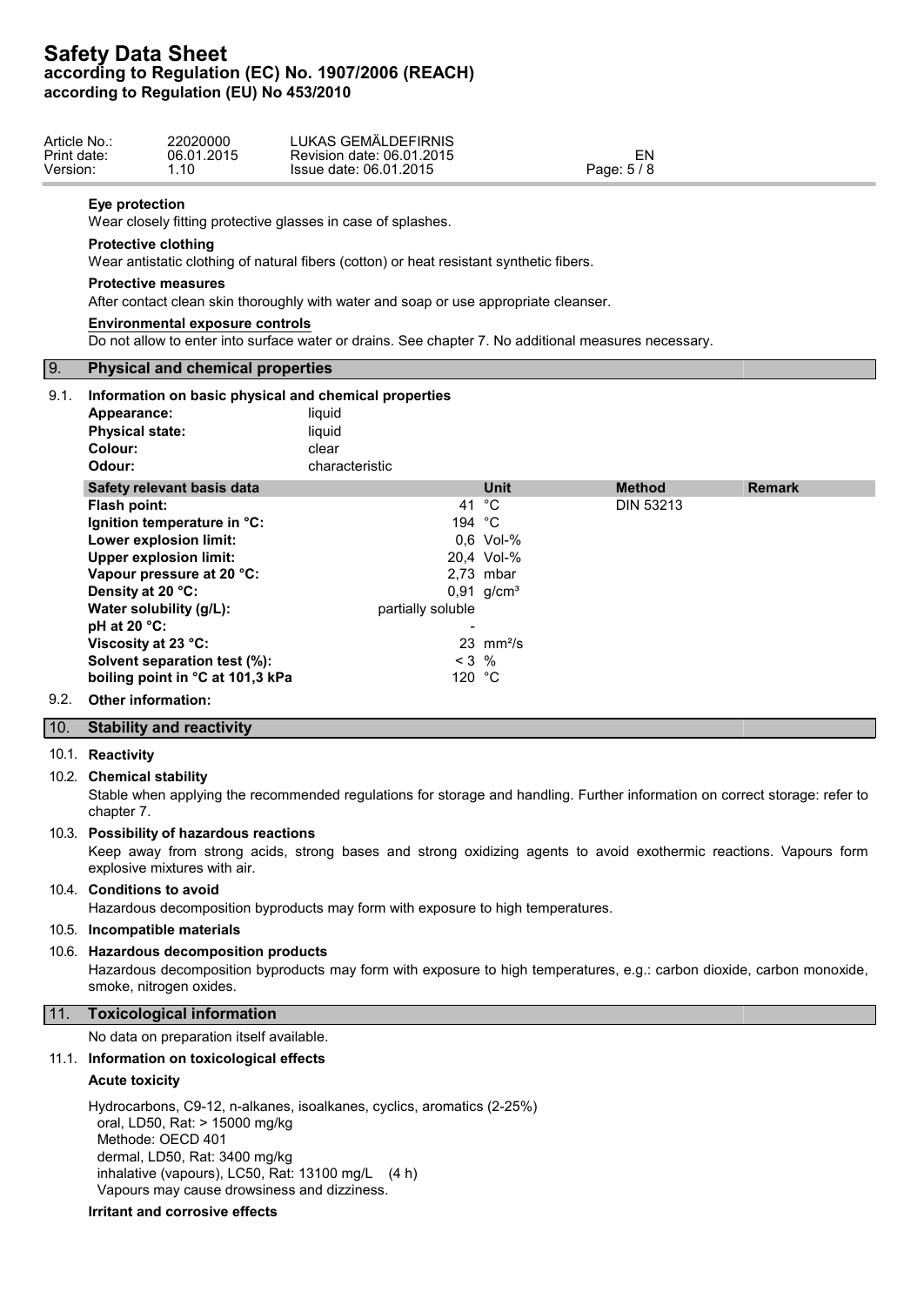**Eye protection**

Wear closely fitting protective glasses in case of splashes.

**Protective clothing**

Wear antistatic clothing of natural fibers (cotton) or heat resistant synthetic fibers.

**Protective measures**

After contact clean skin thoroughly with water and soap or use appropriate cleanser.

**Environmental exposure controls**

Do not allow to enter into surface water or drains. See chapter 7. No additional measures necessary.

## 9. Physical and chemical properties

### 9.1. Information on basic physical and chemical properties

**Appearance:** liquid
**Physical state:** liquid
**Colour:** clear
**Odour:** characteristic

| Safety relevant basis data | | Unit | Method | Remark |
|---|---|---|---|---|
| **Flash point:** | 41 | °C | DIN 53213 | |
| **Ignition temperature in °C:** | 194 | °C | | |
| **Lower explosion limit:** | 0,6 | Vol-% | | |
| **Upper explosion limit:** | 20,4 | Vol-% | | |
| **Vapour pressure at 20 °C:** | 2,73 | mbar | | |
| **Density at 20 °C:** | 0,91 | g/cm³ | | |
| **Water solubility (g/L):** | partially soluble | | | |
| **pH at 20 °C:** | - | | | |
| **Viscosity at 23 °C:** | 23 | mm²/s | | |
| **Solvent separation test (%):** | < 3 | % | | |
| **boiling point in °C at 101,3 kPa** | 120 | °C | | |

### 9.2. Other information:

## 10. Stability and reactivity

### 10.1. Reactivity

### 10.2. Chemical stability

Stable when applying the recommended regulations for storage and handling. Further information on correct storage: refer to chapter 7.

### 10.3. Possibility of hazardous reactions

Keep away from strong acids, strong bases and strong oxidizing agents to avoid exothermic reactions. Vapours form explosive mixtures with air.

### 10.4. Conditions to avoid

Hazardous decomposition byproducts may form with exposure to high temperatures.

### 10.5. Incompatible materials

### 10.6. Hazardous decomposition products

Hazardous decomposition byproducts may form with exposure to high temperatures, e.g.: carbon dioxide, carbon monoxide, smoke, nitrogen oxides.

## 11. Toxicological information

No data on preparation itself available.

### 11.1. Information on toxicological effects

**Acute toxicity**

Hydrocarbons, C9-12, n-alkanes, isoalkanes, cyclics, aromatics (2-25%)
oral, LD50, Rat: > 15000 mg/kg
Methode: OECD 401
dermal, LD50, Rat: 3400 mg/kg
inhalative (vapours), LC50, Rat: 13100 mg/L (4 h)
Vapours may cause drowsiness and dizziness.

**Irritant and corrosive effects**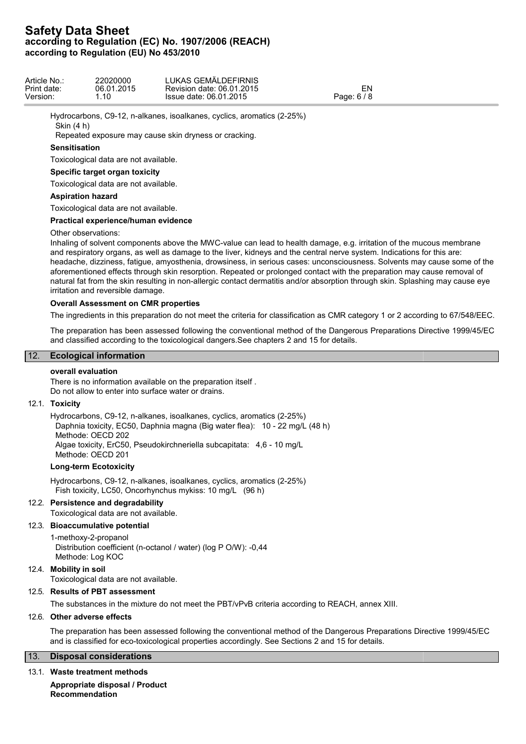Hydrocarbons, C9-12, n-alkanes, isoalkanes, cyclics, aromatics (2-25%)
Skin (4 h)
Repeated exposure may cause skin dryness or cracking.

**Sensitisation**

Toxicological data are not available.

**Specific target organ toxicity**

Toxicological data are not available.

**Aspiration hazard**

Toxicological data are not available.

**Practical experience/human evidence**

Other observations:
Inhaling of solvent components above the MWC-value can lead to health damage, e.g. irritation of the mucous membrane and respiratory organs, as well as damage to the liver, kidneys and the central nerve system. Indications for this are: headache, dizziness, fatigue, amyosthenia, drowsiness, in serious cases: unconsciousness. Solvents may cause some of the aforementioned effects through skin resorption. Repeated or prolonged contact with the preparation may cause removal of natural fat from the skin resulting in non-allergic contact dermatitis and/or absorption through skin. Splashing may cause eye irritation and reversible damage.

**Overall Assessment on CMR properties**

The ingredients in this preparation do not meet the criteria for classification as CMR category 1 or 2 according to 67/548/EEC.

The preparation has been assessed following the conventional method of the Dangerous Preparations Directive 1999/45/EC and classified according to the toxicological dangers.See chapters 2 and 15 for details.

## 12. Ecological information

**overall evaluation**

There is no information available on the preparation itself .
Do not allow to enter into surface water or drains.

### 12.1. Toxicity

Hydrocarbons, C9-12, n-alkanes, isoalkanes, cyclics, aromatics (2-25%)
Daphnia toxicity, EC50, Daphnia magna (Big water flea): 10 - 22 mg/L (48 h)
Methode: OECD 202
Algae toxicity, ErC50, Pseudokirchneriella subcapitata: 4,6 - 10 mg/L
Methode: OECD 201

**Long-term Ecotoxicity**

Hydrocarbons, C9-12, n-alkanes, isoalkanes, cyclics, aromatics (2-25%)
Fish toxicity, LC50, Oncorhynchus mykiss: 10 mg/L (96 h)

### 12.2. Persistence and degradability

Toxicological data are not available.

### 12.3. Bioaccumulative potential

1-methoxy-2-propanol
Distribution coefficient (n-octanol / water) (log P O/W): -0,44
Methode: Log KOC

### 12.4. Mobility in soil

Toxicological data are not available.

### 12.5. Results of PBT assessment

The substances in the mixture do not meet the PBT/vPvB criteria according to REACH, annex XIII.

### 12.6. Other adverse effects

The preparation has been assessed following the conventional method of the Dangerous Preparations Directive 1999/45/EC and is classified for eco-toxicological properties accordingly. See Sections 2 and 15 for details.

## 13. Disposal considerations

### 13.1. Waste treatment methods

**Appropriate disposal / Product**
**Recommendation**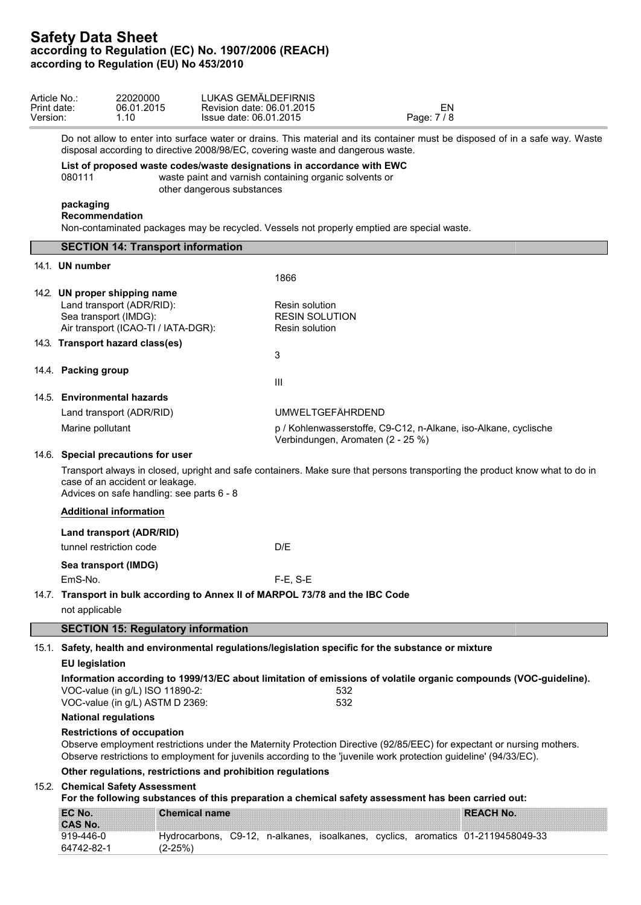Do not allow to enter into surface water or drains. This material and its container must be disposed of in a safe way. Waste disposal according to directive 2008/98/EC, covering waste and dangerous waste.

**List of proposed waste codes/waste designations in accordance with EWC**

| | |
|---|---|
| 080111 | waste paint and varnish containing organic solvents or other dangerous substances |

**packaging**

**Recommendation**

Non-contaminated packages may be recycled. Vessels not properly emptied are special waste.

## SECTION 14: Transport information

**14.1. UN number**

1866

**14.2. UN proper shipping name**

| | |
|---|---|
| Land transport (ADR/RID): | Resin solution |
| Sea transport (IMDG): | RESIN SOLUTION |
| Air transport (ICAO-TI / IATA-DGR): | Resin solution |

**14.3. Transport hazard class(es)**

3

**14.4. Packing group**

III

**14.5. Environmental hazards**

| | |
|---|---|
| Land transport (ADR/RID) | UMWELTGEFÄHRDEND |
| Marine pollutant | p / Kohlenwasserstoffe, C9-C12, n-Alkane, iso-Alkane, cyclische Verbindungen, Aromaten (2 - 25 %) |

**14.6. Special precautions for user**

Transport always in closed, upright and safe containers. Make sure that persons transporting the product know what to do in case of an accident or leakage.
Advices on safe handling: see parts 6 - 8

**Additional information**

**Land transport (ADR/RID)**

| | |
|---|---|
| tunnel restriction code | D/E |

**Sea transport (IMDG)**

| | |
|---|---|
| EmS-No. | F-E, S-E |

**14.7. Transport in bulk according to Annex II of MARPOL 73/78 and the IBC Code**

not applicable

## SECTION 15: Regulatory information

**15.1. Safety, health and environmental regulations/legislation specific for the substance or mixture**

**EU legislation**

**Information according to 1999/13/EC about limitation of emissions of volatile organic compounds (VOC-guideline).**

| | |
|---|---|
| VOC-value (in g/L) ISO 11890-2: | 532 |
| VOC-value (in g/L) ASTM D 2369: | 532 |

**National regulations**

**Restrictions of occupation**

Observe employment restrictions under the Maternity Protection Directive (92/85/EEC) for expectant or nursing mothers.
Observe restrictions to employment for juvenils according to the 'juvenile work protection guideline' (94/33/EC).

**Other regulations, restrictions and prohibition regulations**

**15.2. Chemical Safety Assessment**

**For the following substances of this preparation a chemical safety assessment has been carried out:**

| EC No. / CAS No. | Chemical name | REACH No. |
|---|---|---|
| 919-446-0 / 64742-82-1 | Hydrocarbons, C9-12, n-alkanes, isoalkanes, cyclics, aromatics (2-25%) | 01-2119458049-33 |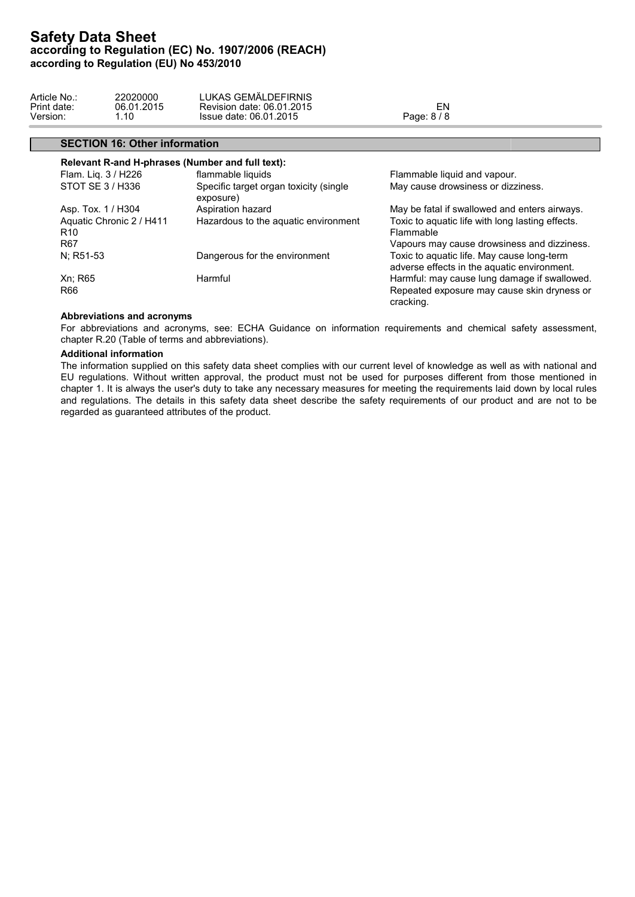## SECTION 16: Other information

**Relevant R-and H-phrases (Number and full text):**

| | | |
|---|---|---|
| Flam. Liq. 3 / H226 | flammable liquids | Flammable liquid and vapour. |
| STOT SE 3 / H336 | Specific target organ toxicity (single exposure) | May cause drowsiness or dizziness. |
| Asp. Tox. 1 / H304 | Aspiration hazard | May be fatal if swallowed and enters airways. |
| Aquatic Chronic 2 / H411 | Hazardous to the aquatic environment | Toxic to aquatic life with long lasting effects. |
| R10 | | Flammable |
| R67 | | Vapours may cause drowsiness and dizziness. |
| N; R51-53 | Dangerous for the environment | Toxic to aquatic life. May cause long-term adverse effects in the aquatic environment. |
| Xn; R65 | Harmful | Harmful: may cause lung damage if swallowed. |
| R66 | | Repeated exposure may cause skin dryness or cracking. |

**Abbreviations and acronyms**

For abbreviations and acronyms, see: ECHA Guidance on information requirements and chemical safety assessment, chapter R.20 (Table of terms and abbreviations).

**Additional information**

The information supplied on this safety data sheet complies with our current level of knowledge as well as with national and EU regulations. Without written approval, the product must not be used for purposes different from those mentioned in chapter 1. It is always the user's duty to take any necessary measures for meeting the requirements laid down by local rules and regulations. The details in this safety data sheet describe the safety requirements of our product and are not to be regarded as guaranteed attributes of the product.